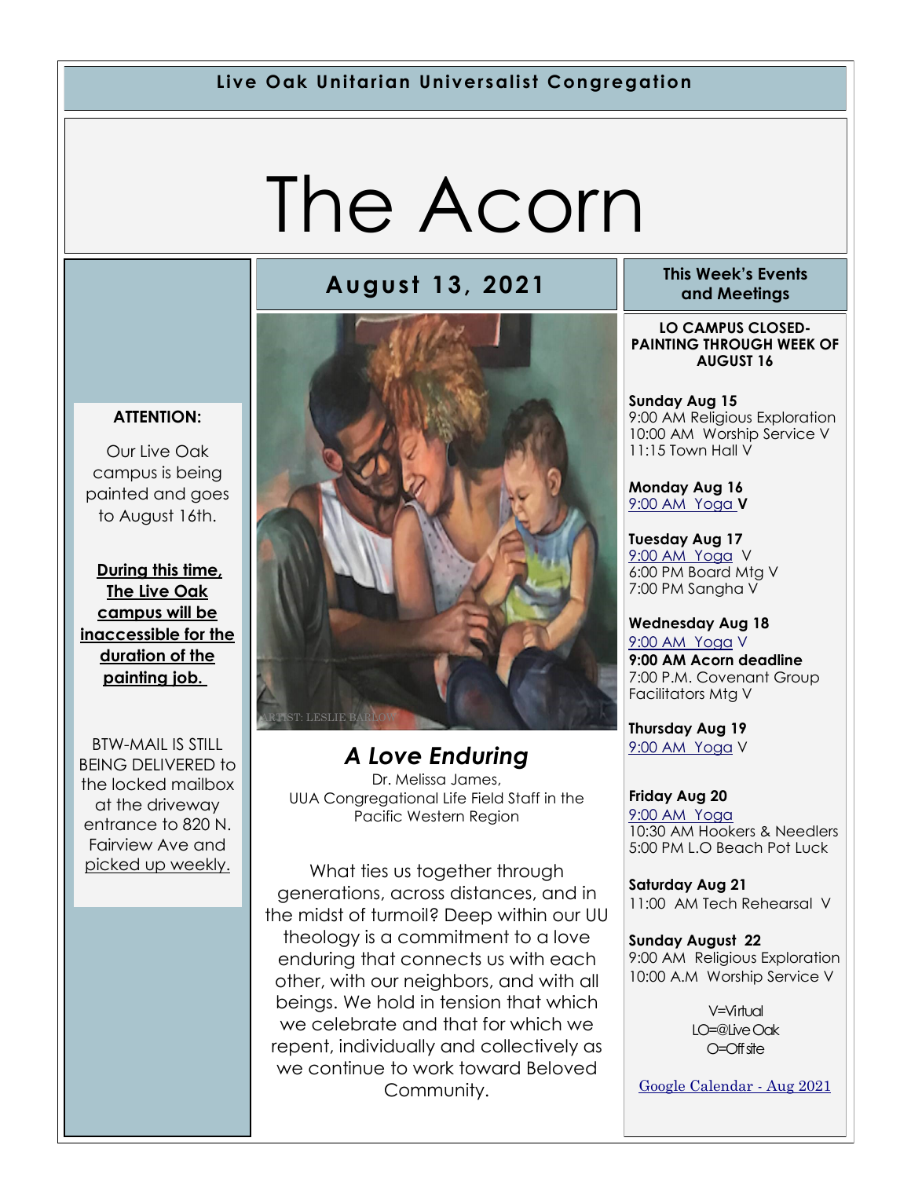**Live Oak Unitarian Universalist Congregation**

# The Acorn

## August 13, 2021

ARTIST: LESLIE BARLOW

### *A Love Enduring*

Dr. Melissa James,
UUA Congregational Life Field Staff in the Pacific Western Region

What ties us together through generations, across distances, and in the midst of turmoil? Deep within our UU theology is a commitment to a love enduring that connects us with each other, with our neighbors, and with all beings. We hold in tension that which we celebrate and that for which we repent, individually and collectively as we continue to work toward Beloved Community.

**ATTENTION:**

Our Live Oak campus is being painted and goes to August 16th.

**During this time, The Live Oak campus will be inaccessible for the duration of the painting job.**

BTW-MAIL IS STILL BEING DELIVERED to the locked mailbox at the driveway entrance to 820 N. Fairview Ave and picked up weekly.

### This Week's Events and Meetings

**LO CAMPUS CLOSED- PAINTING THROUGH WEEK OF AUGUST 16**

**Sunday Aug 15**
9:00 AM Religious Exploration
10:00 AM Worship Service V
11:15 Town Hall V

**Monday Aug 16**
9:00 AM Yoga **V**

**Tuesday Aug 17**
9:00 AM Yoga V
6:00 PM Board Mtg V
7:00 PM Sangha V

**Wednesday Aug 18**
9:00 AM Yoga V
**9:00 AM Acorn deadline**
7:00 P.M. Covenant Group Facilitators Mtg V

**Thursday Aug 19**
9:00 AM Yoga V

**Friday Aug 20**
9:00 AM Yoga
10:30 AM Hookers & Needlers
5:00 PM L.O Beach Pot Luck

**Saturday Aug 21**
11:00 AM Tech Rehearsal V

**Sunday August 22**
9:00 AM Religious Exploration
10:00 A.M Worship Service V

V=Virtual
LO=@Live Oak
O=Off site

Google Calendar - Aug 2021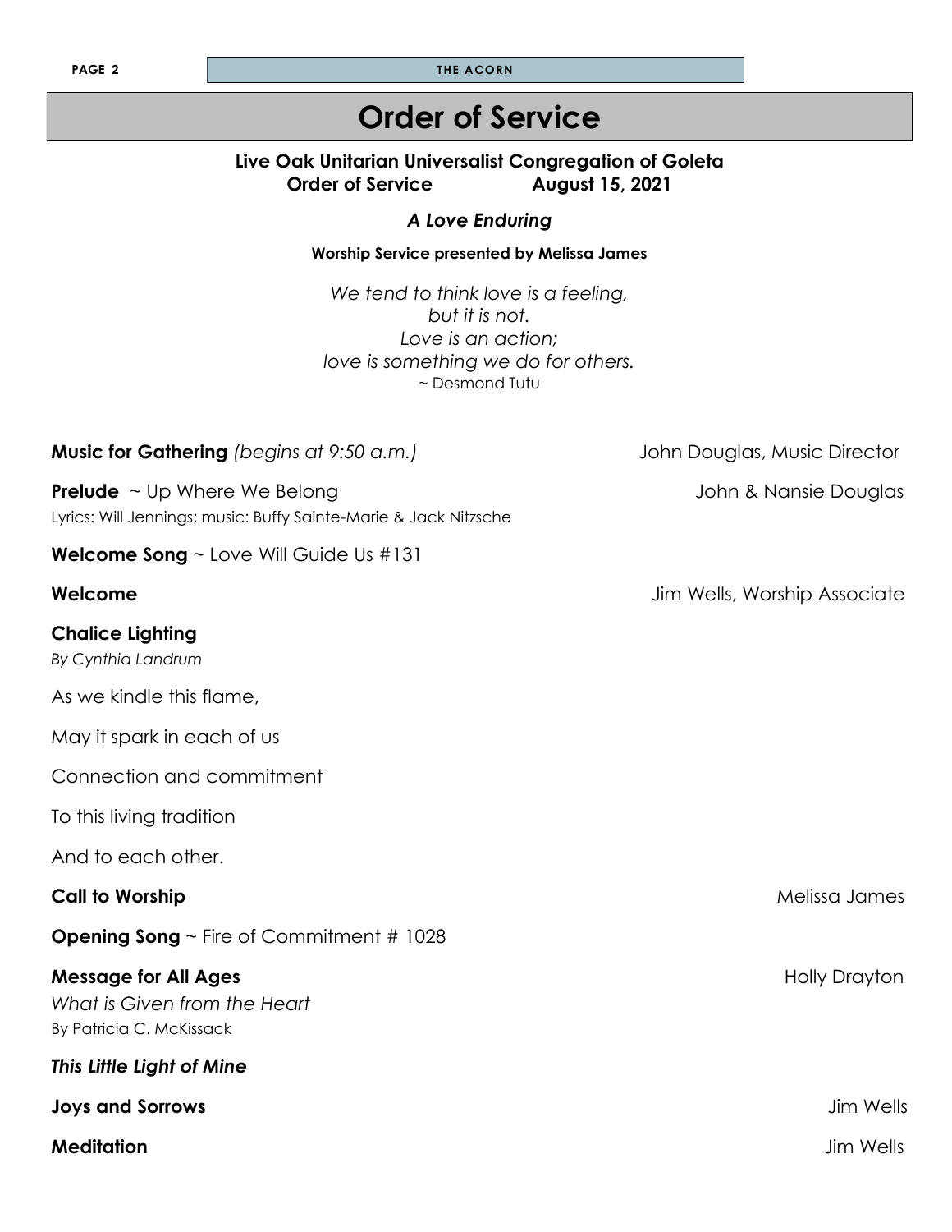# Order of Service

**Live Oak Unitarian Universalist Congregation of Goleta**
**Order of Service August 15, 2021**

***A Love Enduring***

**Worship Service presented by Melissa James**

*We tend to think love is a feeling,*
*but it is not.*
*Love is an action;*
*love is something we do for others.*
~ Desmond Tutu

**Music for Gathering** *(begins at 9:50 a.m.)* John Douglas, Music Director

**Prelude** ~ Up Where We Belong John & Nansie Douglas
Lyrics: Will Jennings; music: Buffy Sainte-Marie & Jack Nitzsche

**Welcome Song** ~ Love Will Guide Us #131

**Welcome** Jim Wells, Worship Associate

**Chalice Lighting**
*By Cynthia Landrum*

As we kindle this flame,

May it spark in each of us

Connection and commitment

To this living tradition

And to each other.

**Call to Worship** Melissa James

**Opening Song** ~ Fire of Commitment # 1028

**Message for All Ages** Holly Drayton
*What is Given from the Heart*
By Patricia C. McKissack

***This Little Light of Mine***

**Joys and Sorrows** Jim Wells

**Meditation** Jim Wells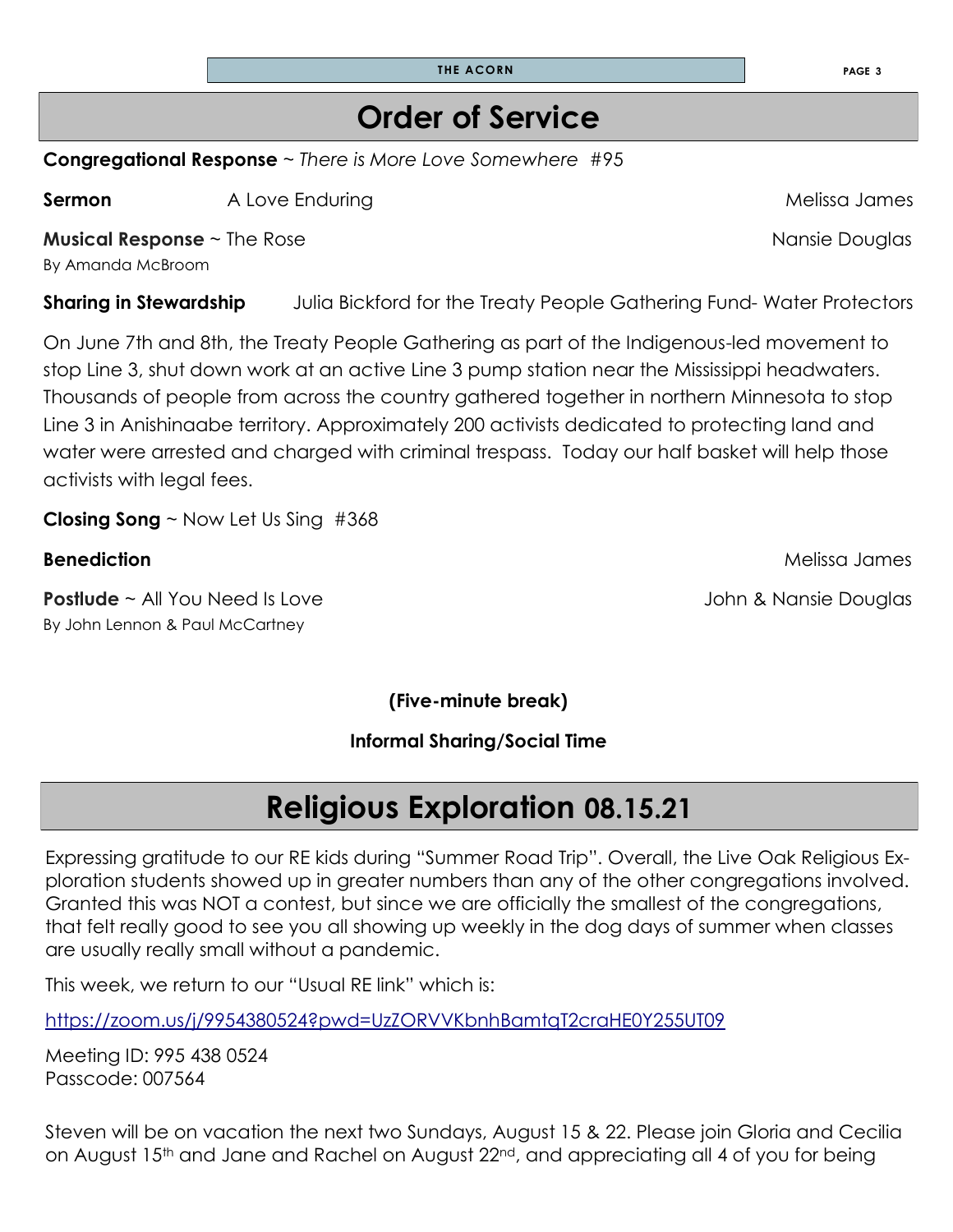# Order of Service

**Congregational Response** ~ *There is More Love Somewhere* #95

**Sermon** A Love Enduring Melissa James

**Musical Response** ~ The Rose Nansie Douglas
By Amanda McBroom

**Sharing in Stewardship** Julia Bickford for the Treaty People Gathering Fund- Water Protectors

On June 7th and 8th, the Treaty People Gathering as part of the Indigenous-led movement to stop Line 3, shut down work at an active Line 3 pump station near the Mississippi headwaters. Thousands of people from across the country gathered together in northern Minnesota to stop Line 3 in Anishinaabe territory. Approximately 200 activists dedicated to protecting land and water were arrested and charged with criminal trespass. Today our half basket will help those activists with legal fees.

**Closing Song** ~ Now Let Us Sing #368

**Benediction** Melissa James

**Postlude** ~ All You Need Is Love John & Nansie Douglas
By John Lennon & Paul McCartney

**(Five-minute break)**

**Informal Sharing/Social Time**

# Religious Exploration 08.15.21

Expressing gratitude to our RE kids during "Summer Road Trip". Overall, the Live Oak Religious Exploration students showed up in greater numbers than any of the other congregations involved. Granted this was NOT a contest, but since we are officially the smallest of the congregations, that felt really good to see you all showing up weekly in the dog days of summer when classes are usually really small without a pandemic.

This week, we return to our "Usual RE link" which is:

https://zoom.us/j/9954380524?pwd=UzZORVVKbnhBamtqT2craHE0Y255UT09

Meeting ID: 995 438 0524
Passcode: 007564

Steven will be on vacation the next two Sundays, August 15 & 22. Please join Gloria and Cecilia on August 15th and Jane and Rachel on August 22nd, and appreciating all 4 of you for being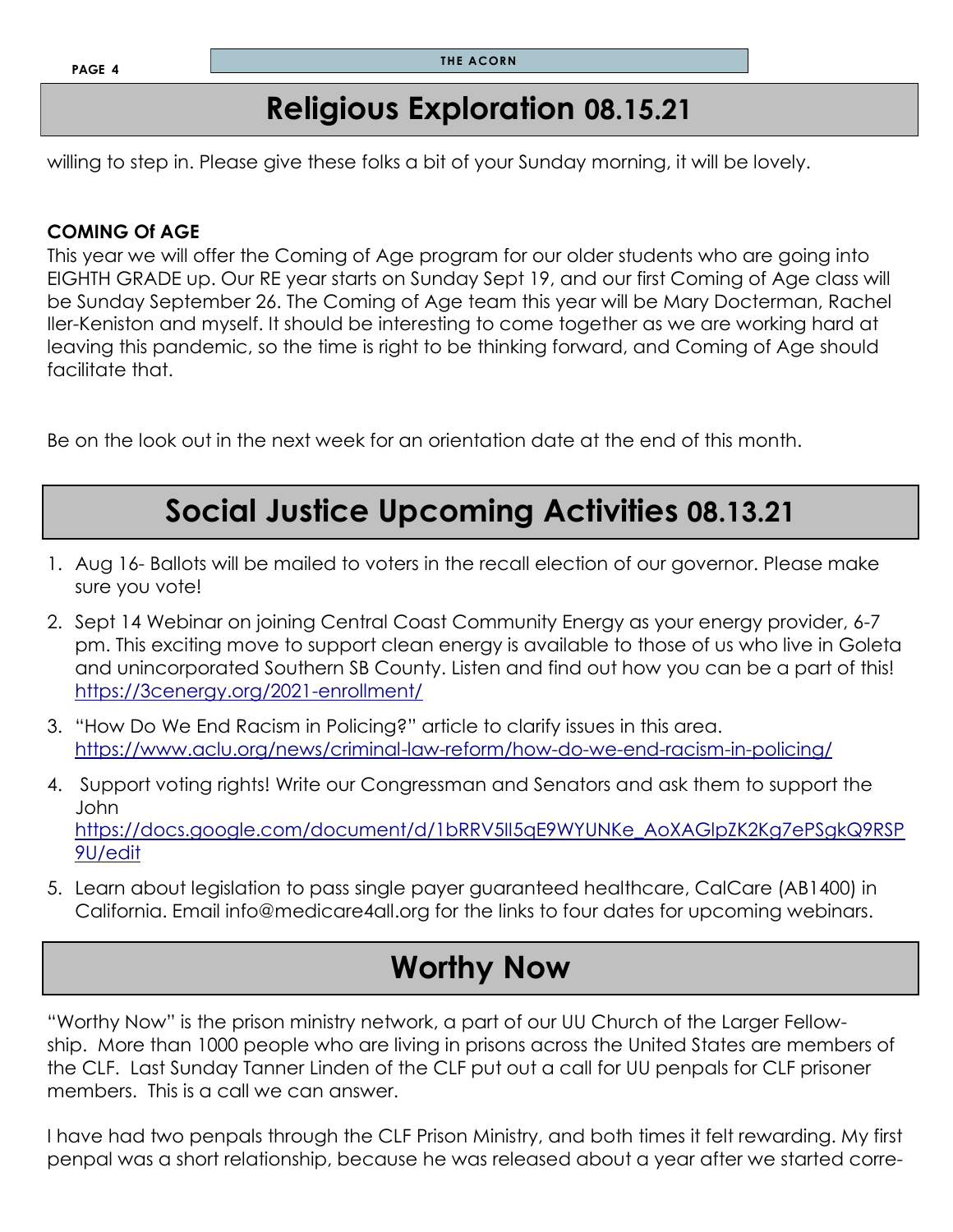# Religious Exploration 08.15.21

willing to step in. Please give these folks a bit of your Sunday morning, it will be lovely.

**COMING Of AGE**

This year we will offer the Coming of Age program for our older students who are going into EIGHTH GRADE up. Our RE year starts on Sunday Sept 19, and our first Coming of Age class will be Sunday September 26. The Coming of Age team this year will be Mary Docterman, Rachel Iler-Keniston and myself. It should be interesting to come together as we are working hard at leaving this pandemic, so the time is right to be thinking forward, and Coming of Age should facilitate that.

Be on the look out in the next week for an orientation date at the end of this month.

# Social Justice Upcoming Activities 08.13.21

1. Aug 16- Ballots will be mailed to voters in the recall election of our governor. Please make sure you vote!
2. Sept 14 Webinar on joining Central Coast Community Energy as your energy provider, 6-7 pm. This exciting move to support clean energy is available to those of us who live in Goleta and unincorporated Southern SB County. Listen and find out how you can be a part of this! https://3cenergy.org/2021-enrollment/
3. "How Do We End Racism in Policing?" article to clarify issues in this area. https://www.aclu.org/news/criminal-law-reform/how-do-we-end-racism-in-policing/
4. Support voting rights! Write our Congressman and Senators and ask them to support the John https://docs.google.com/document/d/1bRRV5lI5qE9WYUNKe_AoXAGlpZK2Kg7ePSgkQ9RSP9U/edit
5. Learn about legislation to pass single payer guaranteed healthcare, CalCare (AB1400) in California. Email info@medicare4all.org for the links to four dates for upcoming webinars.

# Worthy Now

"Worthy Now" is the prison ministry network, a part of our UU Church of the Larger Fellowship. More than 1000 people who are living in prisons across the United States are members of the CLF. Last Sunday Tanner Linden of the CLF put out a call for UU penpals for CLF prisoner members. This is a call we can answer.

I have had two penpals through the CLF Prison Ministry, and both times it felt rewarding. My first penpal was a short relationship, because he was released about a year after we started corre-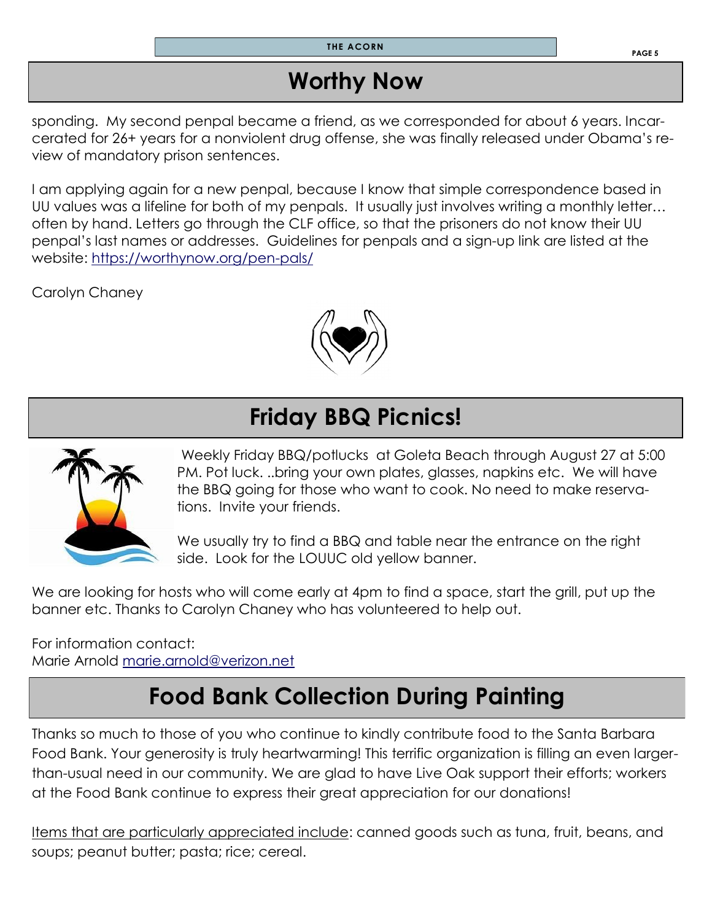## Worthy Now

sponding. My second penpal became a friend, as we corresponded for about 6 years. Incarcerated for 26+ years for a nonviolent drug offense, she was finally released under Obama's review of mandatory prison sentences.

I am applying again for a new penpal, because I know that simple correspondence based in UU values was a lifeline for both of my penpals. It usually just involves writing a monthly letter… often by hand. Letters go through the CLF office, so that the prisoners do not know their UU penpal's last names or addresses. Guidelines for penpals and a sign-up link are listed at the website: https://worthynow.org/pen-pals/

Carolyn Chaney

## Friday BBQ Picnics!

Weekly Friday BBQ/potlucks at Goleta Beach through August 27 at 5:00 PM. Pot luck. ..bring your own plates, glasses, napkins etc. We will have the BBQ going for those who want to cook. No need to make reservations. Invite your friends.

We usually try to find a BBQ and table near the entrance on the right side. Look for the LOUUC old yellow banner.

We are looking for hosts who will come early at 4pm to find a space, start the grill, put up the banner etc. Thanks to Carolyn Chaney who has volunteered to help out.

For information contact:
Marie Arnold marie.arnold@verizon.net

## Food Bank Collection During Painting

Thanks so much to those of you who continue to kindly contribute food to the Santa Barbara Food Bank. Your generosity is truly heartwarming! This terrific organization is filling an even larger-than-usual need in our community. We are glad to have Live Oak support their efforts; workers at the Food Bank continue to express their great appreciation for our donations!

Items that are particularly appreciated include: canned goods such as tuna, fruit, beans, and soups; peanut butter; pasta; rice; cereal.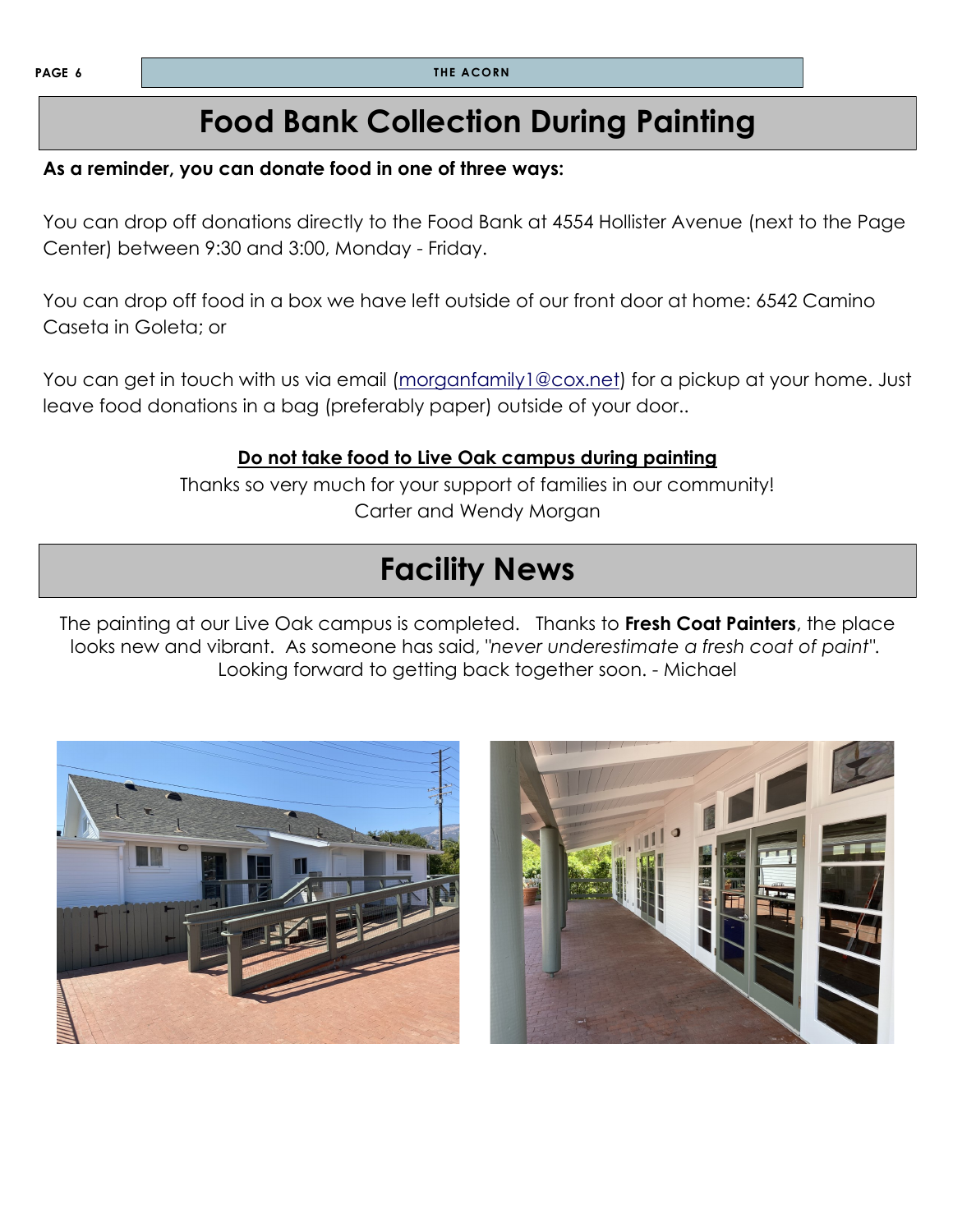# Food Bank Collection During Painting

**As a reminder, you can donate food in one of three ways:**

You can drop off donations directly to the Food Bank at 4554 Hollister Avenue (next to the Page Center) between 9:30 and 3:00, Monday - Friday.

You can drop off food in a box we have left outside of our front door at home: 6542 Camino Caseta in Goleta; or

You can get in touch with us via email (morganfamily1@cox.net) for a pickup at your home. Just leave food donations in a bag (preferably paper) outside of your door..

**Do not take food to Live Oak campus during painting**

Thanks so very much for your support of families in our community!
Carter and Wendy Morgan

# Facility News

The painting at our Live Oak campus is completed. Thanks to **Fresh Coat Painters**, the place looks new and vibrant. As someone has said, "*never underestimate a fresh coat of paint*". Looking forward to getting back together soon. - Michael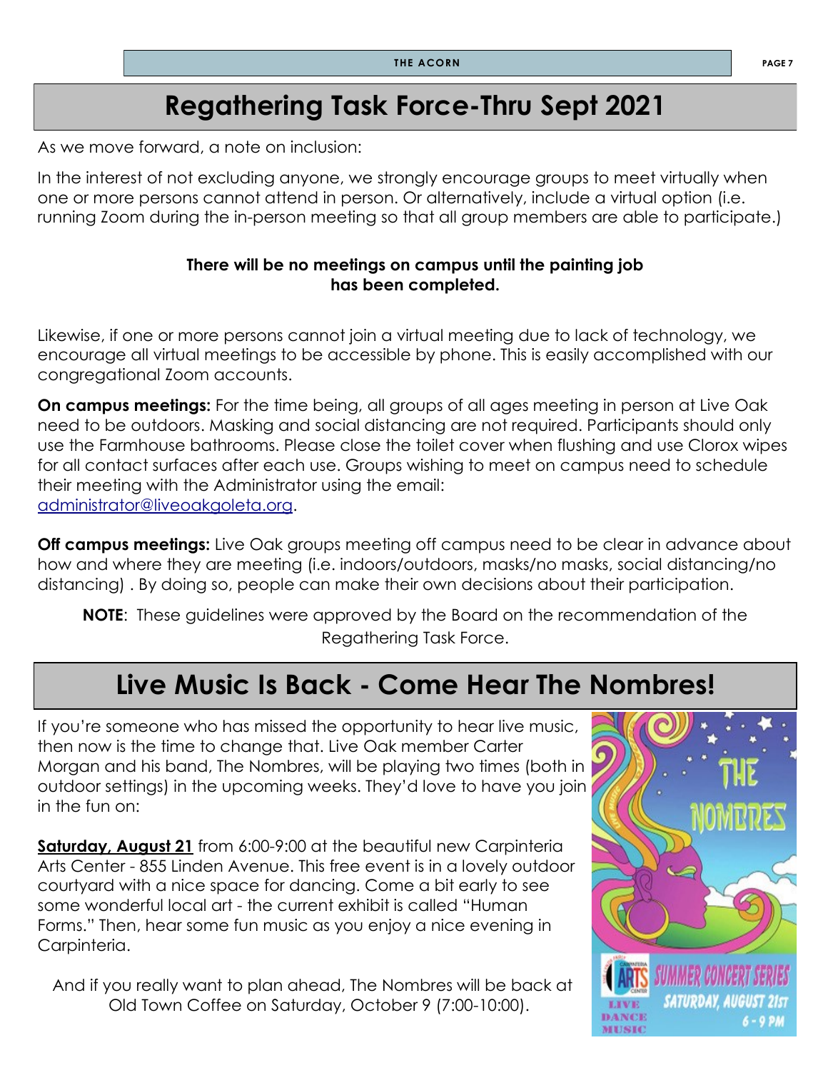# Regathering Task Force-Thru Sept 2021

As we move forward, a note on inclusion:

In the interest of not excluding anyone, we strongly encourage groups to meet virtually when one or more persons cannot attend in person. Or alternatively, include a virtual option (i.e. running Zoom during the in-person meeting so that all group members are able to participate.)

**There will be no meetings on campus until the painting job has been completed.**

Likewise, if one or more persons cannot join a virtual meeting due to lack of technology, we encourage all virtual meetings to be accessible by phone. This is easily accomplished with our congregational Zoom accounts.

**On campus meetings:** For the time being, all groups of all ages meeting in person at Live Oak need to be outdoors. Masking and social distancing are not required. Participants should only use the Farmhouse bathrooms. Please close the toilet cover when flushing and use Clorox wipes for all contact surfaces after each use. Groups wishing to meet on campus need to schedule their meeting with the Administrator using the email: administrator@liveoakgoleta.org.

**Off campus meetings:** Live Oak groups meeting off campus need to be clear in advance about how and where they are meeting (i.e. indoors/outdoors, masks/no masks, social distancing/no distancing) . By doing so, people can make their own decisions about their participation.

**NOTE**: These guidelines were approved by the Board on the recommendation of the Regathering Task Force.

# Live Music Is Back - Come Hear The Nombres!

If you're someone who has missed the opportunity to hear live music, then now is the time to change that. Live Oak member Carter Morgan and his band, The Nombres, will be playing two times (both in outdoor settings) in the upcoming weeks. They'd love to have you join in the fun on:

**Saturday, August 21** from 6:00-9:00 at the beautiful new Carpinteria Arts Center - 855 Linden Avenue. This free event is in a lovely outdoor courtyard with a nice space for dancing. Come a bit early to see some wonderful local art - the current exhibit is called "Human Forms." Then, hear some fun music as you enjoy a nice evening in Carpinteria.

And if you really want to plan ahead, The Nombres will be back at Old Town Coffee on Saturday, October 9 (7:00-10:00).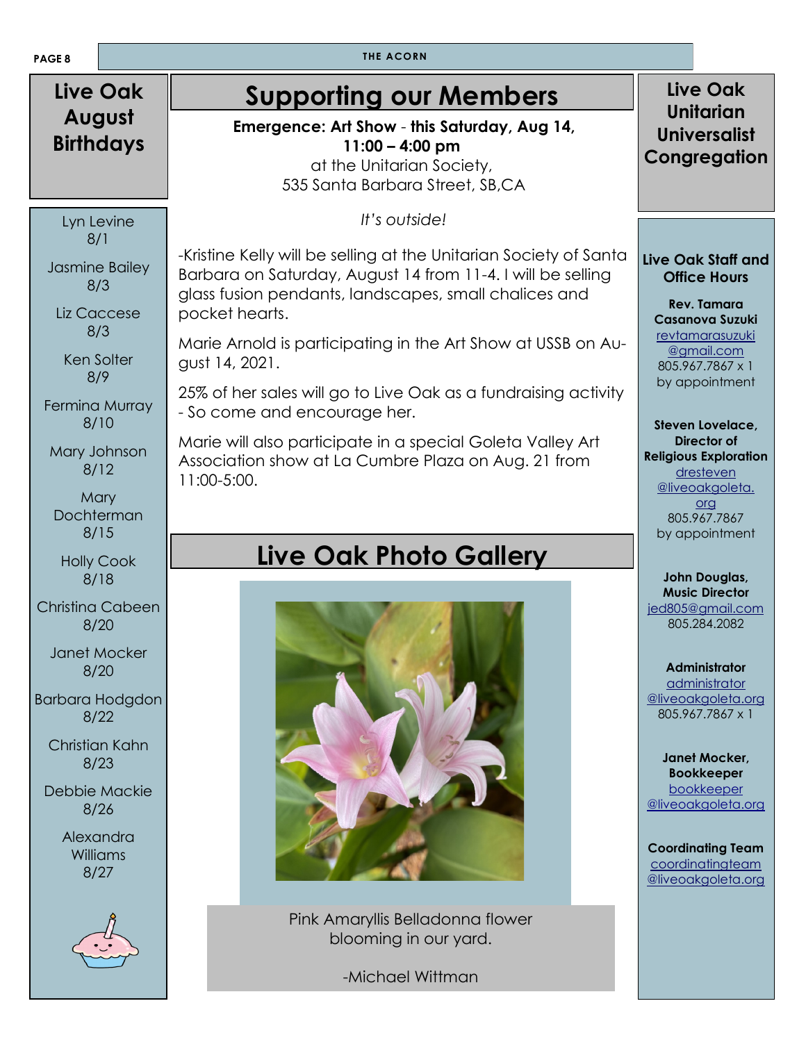## Live Oak August Birthdays

Lyn Levine
8/1

Jasmine Bailey
8/3

Liz Caccese
8/3

Ken Solter
8/9

Fermina Murray
8/10

Mary Johnson
8/12

Mary Dochterman
8/15

Holly Cook
8/18

Christina Cabeen
8/20

Janet Mocker
8/20

Barbara Hodgdon
8/22

Christian Kahn
8/23

Debbie Mackie
8/26

Alexandra Williams
8/27

# Supporting our Members

**Emergence: Art Show - this Saturday, Aug 14, 11:00 – 4:00 pm**
at the Unitarian Society,
535 Santa Barbara Street, SB,CA

*It's outside!*

-Kristine Kelly will be selling at the Unitarian Society of Santa Barbara on Saturday, August 14 from 11-4. I will be selling glass fusion pendants, landscapes, small chalices and pocket hearts.

Marie Arnold is participating in the Art Show at USSB on August 14, 2021.

25% of her sales will go to Live Oak as a fundraising activity - So come and encourage her.

Marie will also participate in a special Goleta Valley Art Association show at La Cumbre Plaza on Aug. 21 from 11:00-5:00.

# Live Oak Photo Gallery

Pink Amaryllis Belladonna flower blooming in our yard.

-Michael Wittman

## Live Oak Unitarian Universalist Congregation

### Live Oak Staff and Office Hours

**Rev. Tamara Casanova Suzuki**
revtamarasuzuki@gmail.com
805.967.7867 x 1
by appointment

**Steven Lovelace, Director of Religious Exploration**
dresteven@liveoakgoleta.org
805.967.7867
by appointment

**John Douglas, Music Director**
jed805@gmail.com
805.284.2082

**Administrator**
administrator@liveoakgoleta.org
805.967.7867 x 1

**Janet Mocker, Bookkeeper**
bookkeeper@liveoakgoleta.org

**Coordinating Team**
coordinatingteam@liveoakgoleta.org